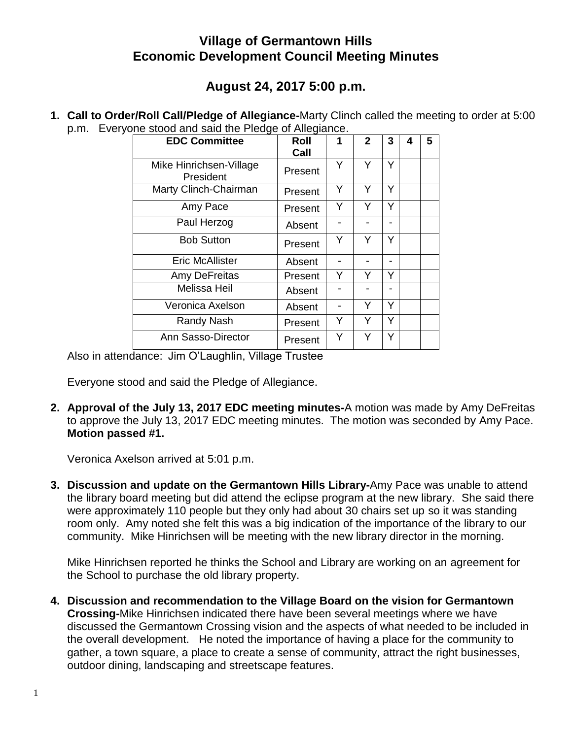# Village of Germantown Hills
# Economic Development Council Meeting Minutes

## August 24, 2017 5:00 p.m.

1. **Call to Order/Roll Call/Pledge of Allegiance-**Marty Clinch called the meeting to order at 5:00 p.m. Everyone stood and said the Pledge of Allegiance.

| EDC Committee | Roll Call | 1 | 2 | 3 | 4 | 5 |
|---|---|---|---|---|---|---|
| Mike Hinrichsen-Village President | Present | Y | Y | Y | | |
| Marty Clinch-Chairman | Present | Y | Y | Y | | |
| Amy Pace | Present | Y | Y | Y | | |
| Paul Herzog | Absent | - | - | - | | |
| Bob Sutton | Present | Y | Y | Y | | |
| Eric McAllister | Absent | - | - | - | | |
| Amy DeFreitas | Present | Y | Y | Y | | |
| Melissa Heil | Absent | - | - | - | | |
| Veronica Axelson | Absent | - | Y | Y | | |
| Randy Nash | Present | Y | Y | Y | | |
| Ann Sasso-Director | Present | Y | Y | Y | | |

Also in attendance: Jim O'Laughlin, Village Trustee

Everyone stood and said the Pledge of Allegiance.

2. **Approval of the July 13, 2017 EDC meeting minutes-**A motion was made by Amy DeFreitas to approve the July 13, 2017 EDC meeting minutes. The motion was seconded by Amy Pace. **Motion passed #1.**

   Veronica Axelson arrived at 5:01 p.m.

3. **Discussion and update on the Germantown Hills Library-**Amy Pace was unable to attend the library board meeting but did attend the eclipse program at the new library. She said there were approximately 110 people but they only had about 30 chairs set up so it was standing room only. Amy noted she felt this was a big indication of the importance of the library to our community. Mike Hinrichsen will be meeting with the new library director in the morning.

   Mike Hinrichsen reported he thinks the School and Library are working on an agreement for the School to purchase the old library property.

4. **Discussion and recommendation to the Village Board on the vision for Germantown Crossing-**Mike Hinrichsen indicated there have been several meetings where we have discussed the Germantown Crossing vision and the aspects of what needed to be included in the overall development. He noted the importance of having a place for the community to gather, a town square, a place to create a sense of community, attract the right businesses, outdoor dining, landscaping and streetscape features.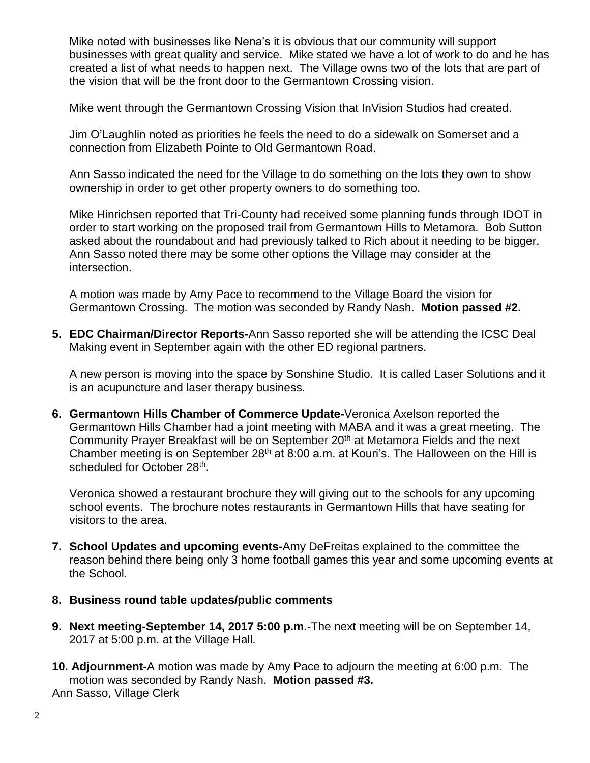Mike noted with businesses like Nena's it is obvious that our community will support businesses with great quality and service. Mike stated we have a lot of work to do and he has created a list of what needs to happen next. The Village owns two of the lots that are part of the vision that will be the front door to the Germantown Crossing vision.

Mike went through the Germantown Crossing Vision that InVision Studios had created.

Jim O'Laughlin noted as priorities he feels the need to do a sidewalk on Somerset and a connection from Elizabeth Pointe to Old Germantown Road.

Ann Sasso indicated the need for the Village to do something on the lots they own to show ownership in order to get other property owners to do something too.

Mike Hinrichsen reported that Tri-County had received some planning funds through IDOT in order to start working on the proposed trail from Germantown Hills to Metamora. Bob Sutton asked about the roundabout and had previously talked to Rich about it needing to be bigger. Ann Sasso noted there may be some other options the Village may consider at the intersection.

A motion was made by Amy Pace to recommend to the Village Board the vision for Germantown Crossing. The motion was seconded by Randy Nash. **Motion passed #2.**

5. **EDC Chairman/Director Reports-**Ann Sasso reported she will be attending the ICSC Deal Making event in September again with the other ED regional partners.

   A new person is moving into the space by Sonshine Studio. It is called Laser Solutions and it is an acupuncture and laser therapy business.

6. **Germantown Hills Chamber of Commerce Update-**Veronica Axelson reported the Germantown Hills Chamber had a joint meeting with MABA and it was a great meeting. The Community Prayer Breakfast will be on September 20th at Metamora Fields and the next Chamber meeting is on September 28th at 8:00 a.m. at Kouri's. The Halloween on the Hill is scheduled for October 28th.

   Veronica showed a restaurant brochure they will giving out to the schools for any upcoming school events. The brochure notes restaurants in Germantown Hills that have seating for visitors to the area.

7. **School Updates and upcoming events-**Amy DeFreitas explained to the committee the reason behind there being only 3 home football games this year and some upcoming events at the School.

8. **Business round table updates/public comments**

9. **Next meeting-September 14, 2017 5:00 p.m**.-The next meeting will be on September 14, 2017 at 5:00 p.m. at the Village Hall.

10. **Adjournment-**A motion was made by Amy Pace to adjourn the meeting at 6:00 p.m. The motion was seconded by Randy Nash. **Motion passed #3.**

Ann Sasso, Village Clerk